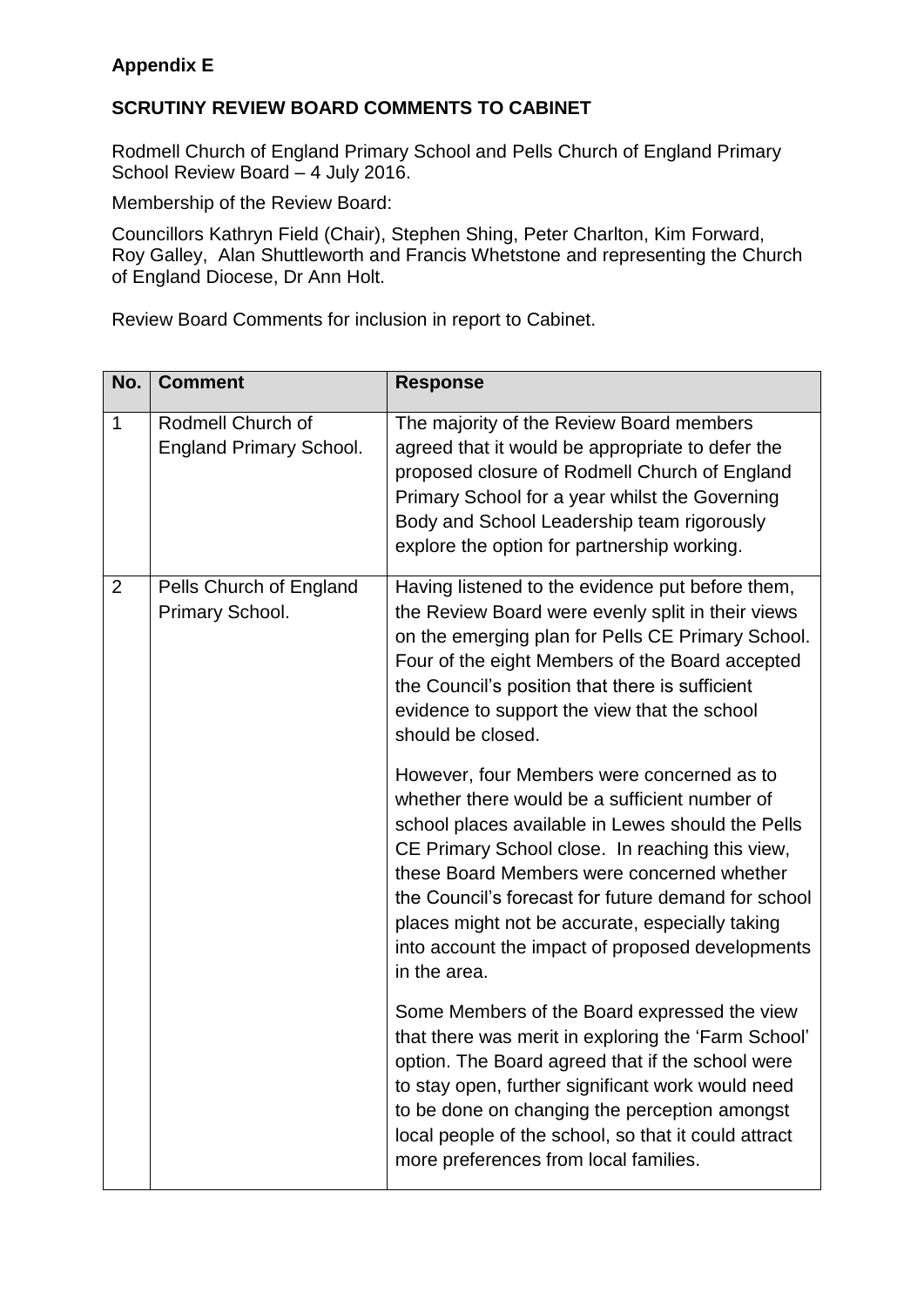**Appendix E**

**SCRUTINY REVIEW BOARD COMMENTS TO CABINET**

Rodmell Church of England Primary School and Pells Church of England Primary School Review Board – 4 July 2016.

Membership of the Review Board:

Councillors Kathryn Field (Chair), Stephen Shing, Peter Charlton, Kim Forward, Roy Galley, Alan Shuttleworth and Francis Whetstone and representing the Church of England Diocese, Dr Ann Holt.

Review Board Comments for inclusion in report to Cabinet.

| No. | Comment | Response |
|---|---|---|
| 1 | Rodmell Church of England Primary School. | The majority of the Review Board members agreed that it would be appropriate to defer the proposed closure of Rodmell Church of England Primary School for a year whilst the Governing Body and School Leadership team rigorously explore the option for partnership working. |
| 2 | Pells Church of England Primary School. | Having listened to the evidence put before them, the Review Board were evenly split in their views on the emerging plan for Pells CE Primary School. Four of the eight Members of the Board accepted the Council's position that there is sufficient evidence to support the view that the school should be closed.<br><br>However, four Members were concerned as to whether there would be a sufficient number of school places available in Lewes should the Pells CE Primary School close. In reaching this view, these Board Members were concerned whether the Council's forecast for future demand for school places might not be accurate, especially taking into account the impact of proposed developments in the area.<br><br>Some Members of the Board expressed the view that there was merit in exploring the 'Farm School' option. The Board agreed that if the school were to stay open, further significant work would need to be done on changing the perception amongst local people of the school, so that it could attract more preferences from local families. |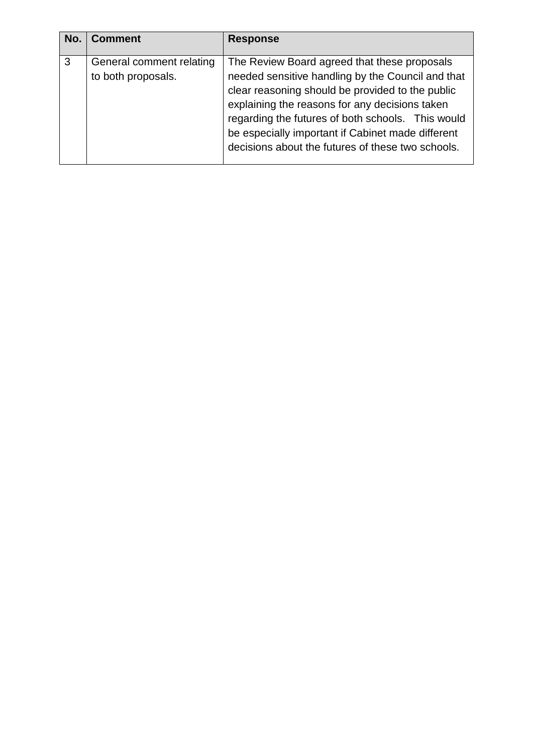| No. | Comment | Response |
|---|---|---|
| 3 | General comment relating to both proposals. | The Review Board agreed that these proposals needed sensitive handling by the Council and that clear reasoning should be provided to the public explaining the reasons for any decisions taken regarding the futures of both schools. This would be especially important if Cabinet made different decisions about the futures of these two schools. |